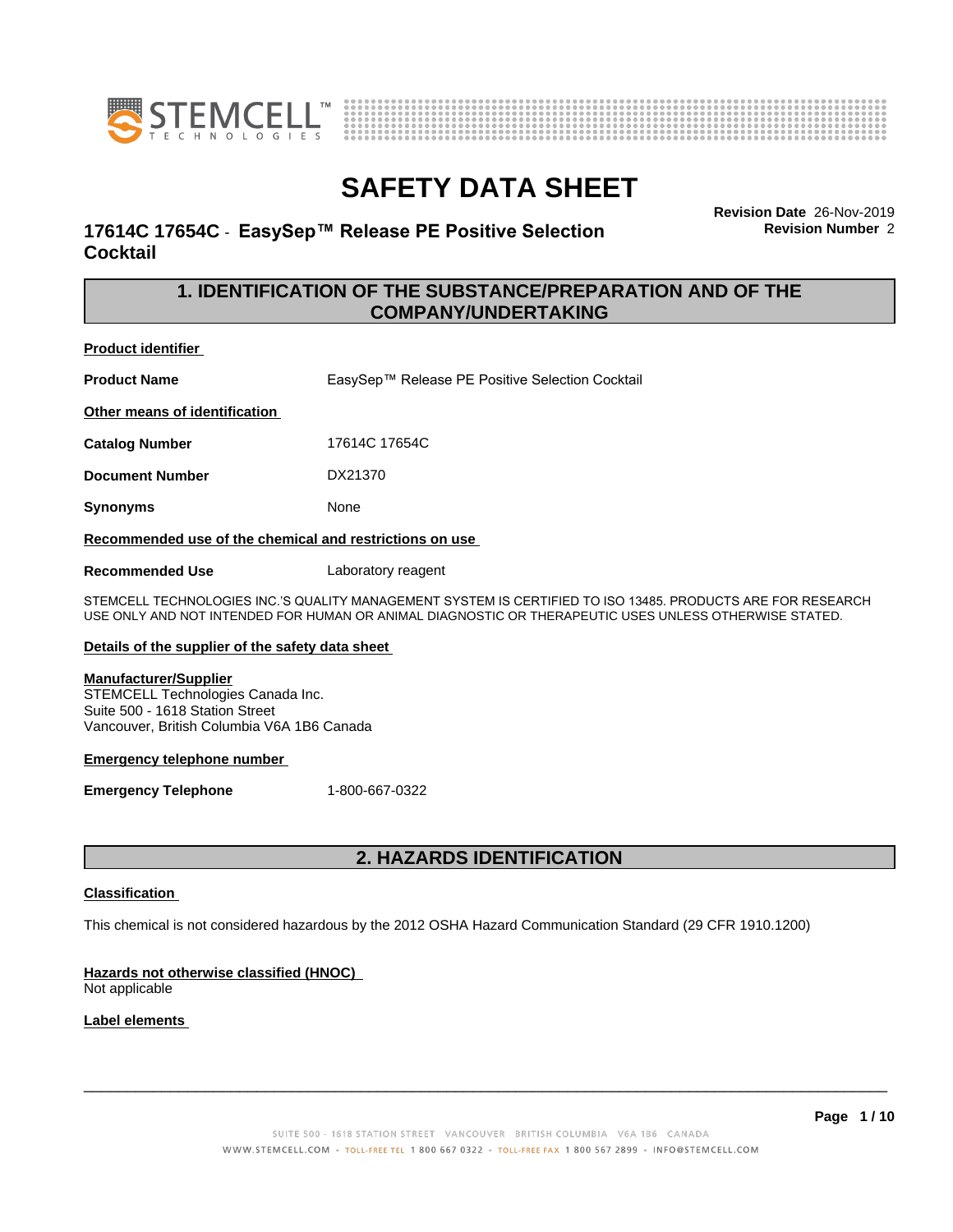# SAFETY DATA SHEET

## 17614C 17654C - EasySep™ Release PE Positive Selection Cocktail

**Revision Date** 26-Nov-2019
**Revision Number** 2

## 1. IDENTIFICATION OF THE SUBSTANCE/PREPARATION AND OF THE COMPANY/UNDERTAKING

**Product identifier**

**Product Name** EasySep™ Release PE Positive Selection Cocktail

**Other means of identification**

**Catalog Number** 17614C 17654C

**Document Number** DX21370

**Synonyms** None

**Recommended use of the chemical and restrictions on use**

**Recommended Use** Laboratory reagent

STEMCELL TECHNOLOGIES INC.'S QUALITY MANAGEMENT SYSTEM IS CERTIFIED TO ISO 13485. PRODUCTS ARE FOR RESEARCH USE ONLY AND NOT INTENDED FOR HUMAN OR ANIMAL DIAGNOSTIC OR THERAPEUTIC USES UNLESS OTHERWISE STATED.

**Details of the supplier of the safety data sheet**

**Manufacturer/Supplier**
STEMCELL Technologies Canada Inc.
Suite 500 - 1618 Station Street
Vancouver, British Columbia V6A 1B6 Canada

**Emergency telephone number**

**Emergency Telephone** 1-800-667-0322

## 2. HAZARDS IDENTIFICATION

**Classification**

This chemical is not considered hazardous by the 2012 OSHA Hazard Communication Standard (29 CFR 1910.1200)

**Hazards not otherwise classified (HNOC)**
Not applicable

**Label elements**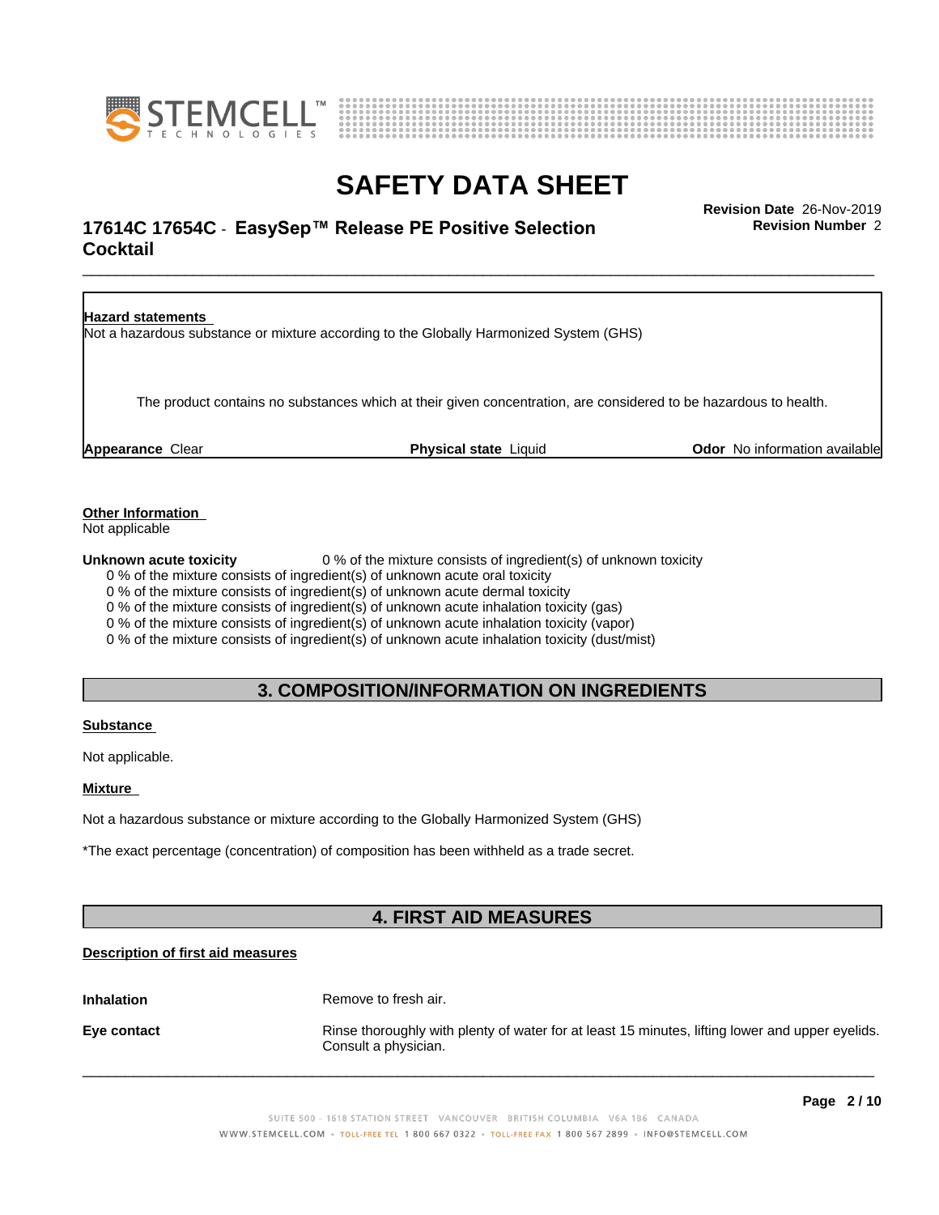**Hazard statements**

Not a hazardous substance or mixture according to the Globally Harmonized System (GHS)

The product contains no substances which at their given concentration, are considered to be hazardous to health.

**Appearance** Clear **Physical state** Liquid **Odor** No information available

**Other Information**

Not applicable

**Unknown acute toxicity** 0 % of the mixture consists of ingredient(s) of unknown toxicity

0 % of the mixture consists of ingredient(s) of unknown acute oral toxicity
0 % of the mixture consists of ingredient(s) of unknown acute dermal toxicity
0 % of the mixture consists of ingredient(s) of unknown acute inhalation toxicity (gas)
0 % of the mixture consists of ingredient(s) of unknown acute inhalation toxicity (vapor)
0 % of the mixture consists of ingredient(s) of unknown acute inhalation toxicity (dust/mist)

## 3. COMPOSITION/INFORMATION ON INGREDIENTS

**Substance**

Not applicable.

**Mixture**

Not a hazardous substance or mixture according to the Globally Harmonized System (GHS)

*The exact percentage (concentration) of composition has been withheld as a trade secret.

## 4. FIRST AID MEASURES

**Description of first aid measures**

**Inhalation** Remove to fresh air.

**Eye contact** Rinse thoroughly with plenty of water for at least 15 minutes, lifting lower and upper eyelids. Consult a physician.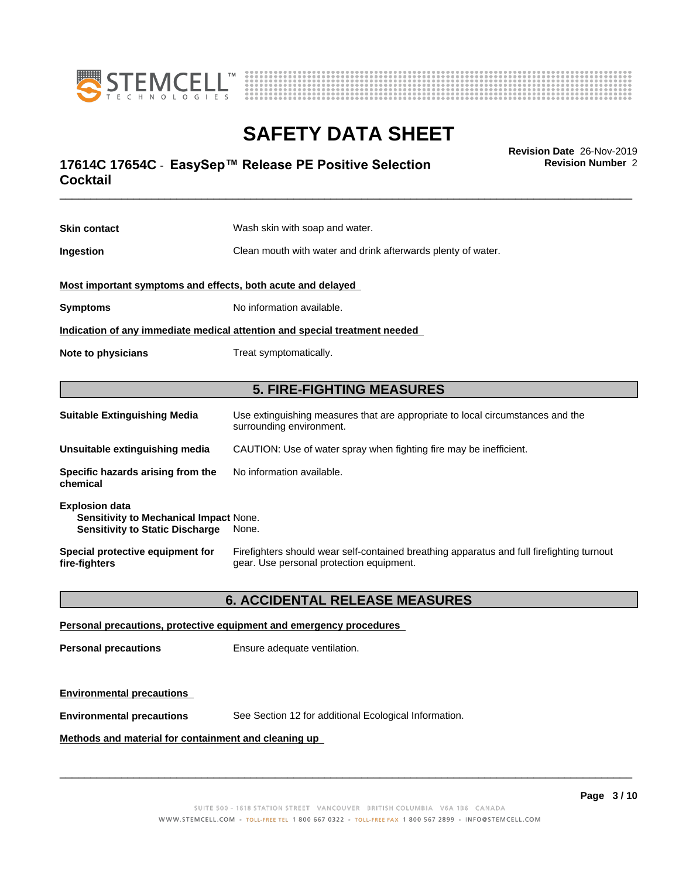**Skin contact** Wash skin with soap and water.

**Ingestion** Clean mouth with water and drink afterwards plenty of water.

**Most important symptoms and effects, both acute and delayed**

**Symptoms** No information available.

**Indication of any immediate medical attention and special treatment needed**

**Note to physicians** Treat symptomatically.

## 5. FIRE-FIGHTING MEASURES

**Suitable Extinguishing Media** Use extinguishing measures that are appropriate to local circumstances and the surrounding environment.

**Unsuitable extinguishing media** CAUTION: Use of water spray when fighting fire may be inefficient.

**Specific hazards arising from the chemical** No information available.

**Explosion data**
**Sensitivity to Mechanical Impact** None.
**Sensitivity to Static Discharge** None.

**Special protective equipment for fire-fighters** Firefighters should wear self-contained breathing apparatus and full firefighting turnout gear. Use personal protection equipment.

## 6. ACCIDENTAL RELEASE MEASURES

**Personal precautions, protective equipment and emergency procedures**

**Personal precautions** Ensure adequate ventilation.

**Environmental precautions**

**Environmental precautions** See Section 12 for additional Ecological Information.

**Methods and material for containment and cleaning up**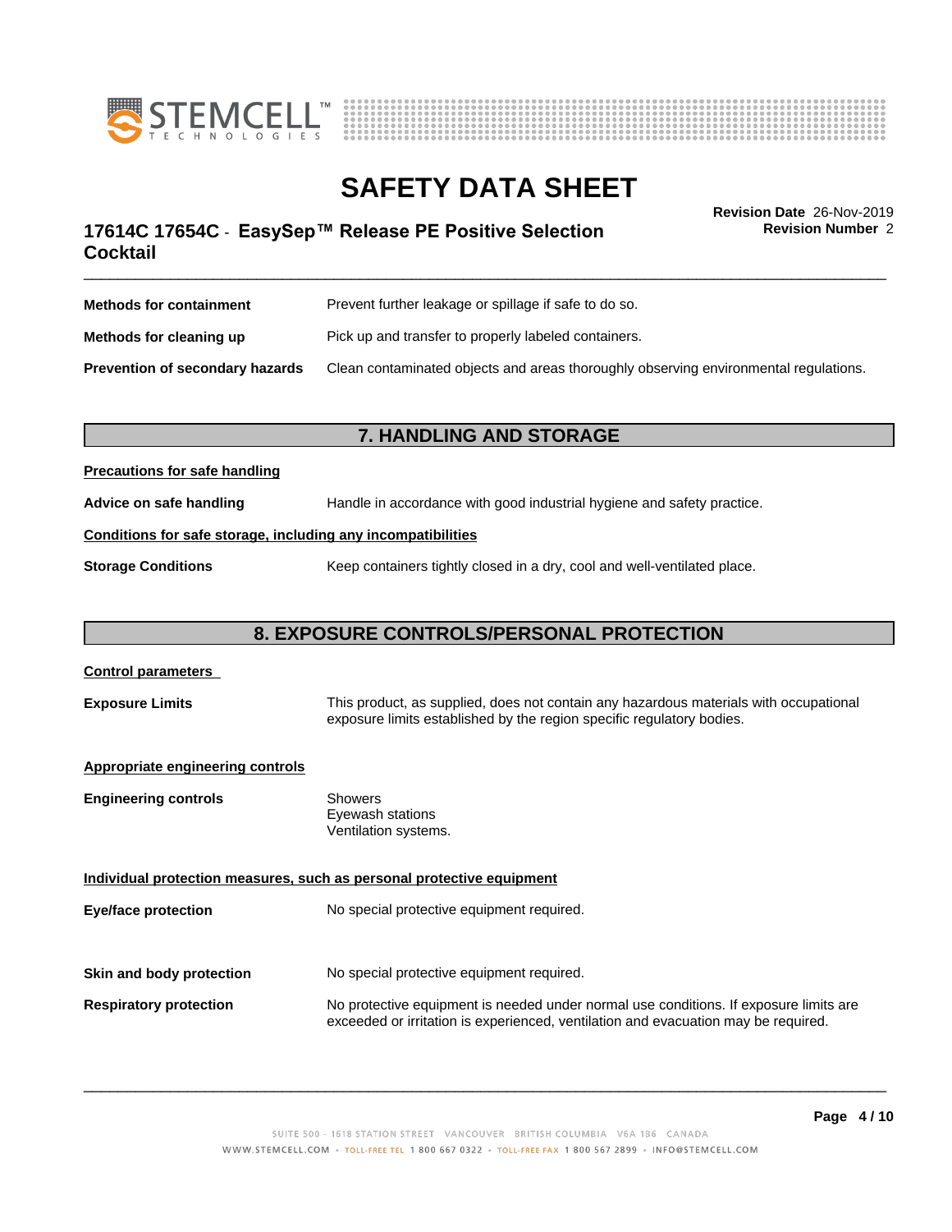| | |
|---|---|
| **Methods for containment** | Prevent further leakage or spillage if safe to do so. |
| **Methods for cleaning up** | Pick up and transfer to properly labeled containers. |
| **Prevention of secondary hazards** | Clean contaminated objects and areas thoroughly observing environmental regulations. |

## 7. HANDLING AND STORAGE

**Precautions for safe handling**

**Advice on safe handling** Handle in accordance with good industrial hygiene and safety practice.

**Conditions for safe storage, including any incompatibilities**

**Storage Conditions** Keep containers tightly closed in a dry, cool and well-ventilated place.

## 8. EXPOSURE CONTROLS/PERSONAL PROTECTION

**Control parameters**

**Exposure Limits** This product, as supplied, does not contain any hazardous materials with occupational exposure limits established by the region specific regulatory bodies.

**Appropriate engineering controls**

**Engineering controls**
Showers
Eyewash stations
Ventilation systems.

**Individual protection measures, such as personal protective equipment**

**Eye/face protection** No special protective equipment required.

**Skin and body protection** No special protective equipment required.

**Respiratory protection** No protective equipment is needed under normal use conditions. If exposure limits are exceeded or irritation is experienced, ventilation and evacuation may be required.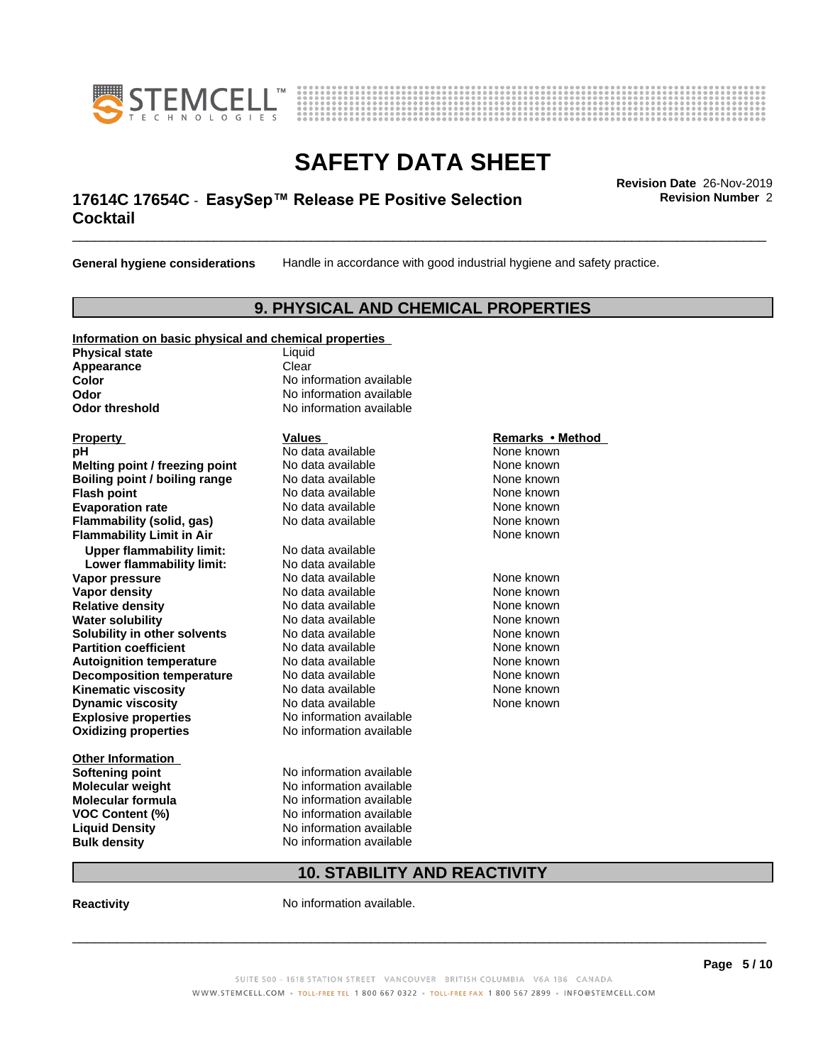**General hygiene considerations** Handle in accordance with good industrial hygiene and safety practice.

## 9. PHYSICAL AND CHEMICAL PROPERTIES

**Information on basic physical and chemical properties**

| | |
|---|---|
| **Physical state** | Liquid |
| **Appearance** | Clear |
| **Color** | No information available |
| **Odor** | No information available |
| **Odor threshold** | No information available |

| Property | Values | Remarks • Method |
|---|---|---|
| **pH** | No data available | None known |
| **Melting point / freezing point** | No data available | None known |
| **Boiling point / boiling range** | No data available | None known |
| **Flash point** | No data available | None known |
| **Evaporation rate** | No data available | None known |
| **Flammability (solid, gas)** | No data available | None known |
| **Flammability Limit in Air** | | None known |
| **Upper flammability limit:** | No data available | |
| **Lower flammability limit:** | No data available | |
| **Vapor pressure** | No data available | None known |
| **Vapor density** | No data available | None known |
| **Relative density** | No data available | None known |
| **Water solubility** | No data available | None known |
| **Solubility in other solvents** | No data available | None known |
| **Partition coefficient** | No data available | None known |
| **Autoignition temperature** | No data available | None known |
| **Decomposition temperature** | No data available | None known |
| **Kinematic viscosity** | No data available | None known |
| **Dynamic viscosity** | No data available | None known |
| **Explosive properties** | No information available | |
| **Oxidizing properties** | No information available | |

**Other Information**

| | |
|---|---|
| **Softening point** | No information available |
| **Molecular weight** | No information available |
| **Molecular formula** | No information available |
| **VOC Content (%)** | No information available |
| **Liquid Density** | No information available |
| **Bulk density** | No information available |

## 10. STABILITY AND REACTIVITY

**Reactivity** No information available.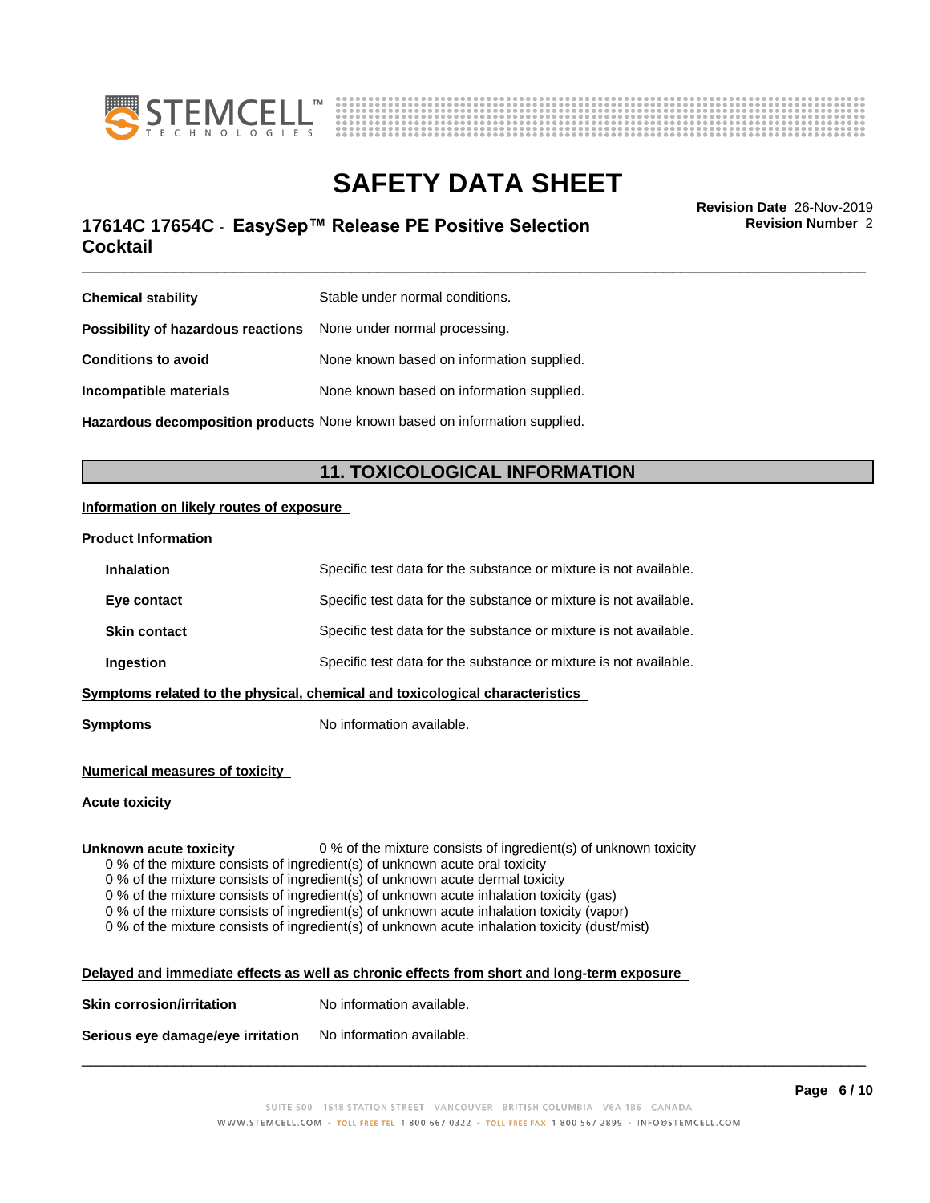| | |
|---|---|
| **Chemical stability** | Stable under normal conditions. |
| **Possibility of hazardous reactions** | None under normal processing. |
| **Conditions to avoid** | None known based on information supplied. |
| **Incompatible materials** | None known based on information supplied. |
| **Hazardous decomposition products** | None known based on information supplied. |

## 11. TOXICOLOGICAL INFORMATION

**Information on likely routes of exposure**

**Product Information**

| | |
|---|---|
| **Inhalation** | Specific test data for the substance or mixture is not available. |
| **Eye contact** | Specific test data for the substance or mixture is not available. |
| **Skin contact** | Specific test data for the substance or mixture is not available. |
| **Ingestion** | Specific test data for the substance or mixture is not available. |

**Symptoms related to the physical, chemical and toxicological characteristics**

**Symptoms** No information available.

**Numerical measures of toxicity**

**Acute toxicity**

**Unknown acute toxicity** 0 % of the mixture consists of ingredient(s) of unknown toxicity

0 % of the mixture consists of ingredient(s) of unknown acute oral toxicity
0 % of the mixture consists of ingredient(s) of unknown acute dermal toxicity
0 % of the mixture consists of ingredient(s) of unknown acute inhalation toxicity (gas)
0 % of the mixture consists of ingredient(s) of unknown acute inhalation toxicity (vapor)
0 % of the mixture consists of ingredient(s) of unknown acute inhalation toxicity (dust/mist)

**Delayed and immediate effects as well as chronic effects from short and long-term exposure**

| | |
|---|---|
| **Skin corrosion/irritation** | No information available. |
| **Serious eye damage/eye irritation** | No information available. |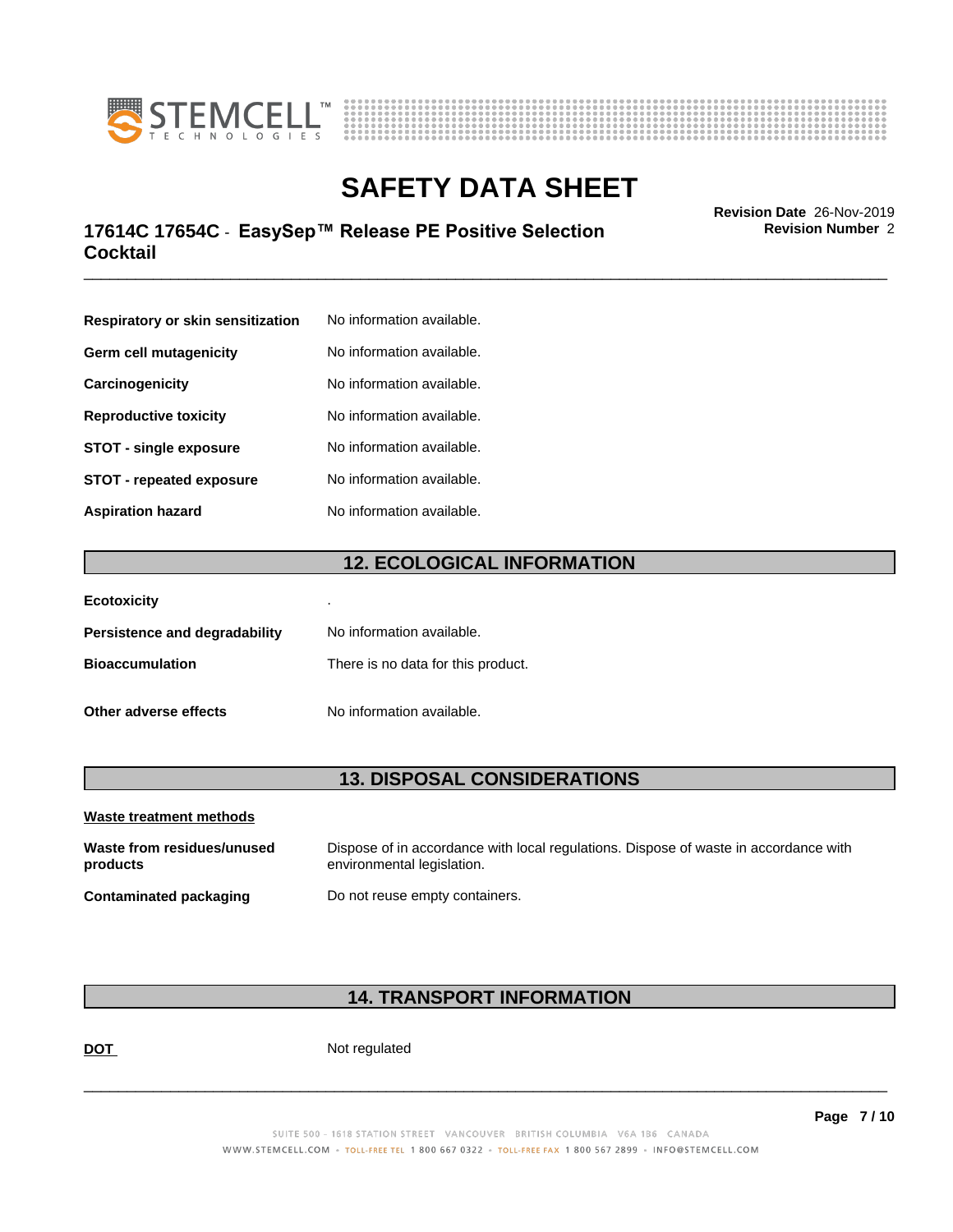| | |
|---|---|
| **Respiratory or skin sensitization** | No information available. |
| **Germ cell mutagenicity** | No information available. |
| **Carcinogenicity** | No information available. |
| **Reproductive toxicity** | No information available. |
| **STOT - single exposure** | No information available. |
| **STOT - repeated exposure** | No information available. |
| **Aspiration hazard** | No information available. |

## 12. ECOLOGICAL INFORMATION

| | |
|---|---|
| **Ecotoxicity** | . |
| **Persistence and degradability** | No information available. |
| **Bioaccumulation** | There is no data for this product. |
| **Other adverse effects** | No information available. |

## 13. DISPOSAL CONSIDERATIONS

**Waste treatment methods**

| | |
|---|---|
| **Waste from residues/unused products** | Dispose of in accordance with local regulations. Dispose of waste in accordance with environmental legislation. |
| **Contaminated packaging** | Do not reuse empty containers. |

## 14. TRANSPORT INFORMATION

| | |
|---|---|
| **DOT** | Not regulated |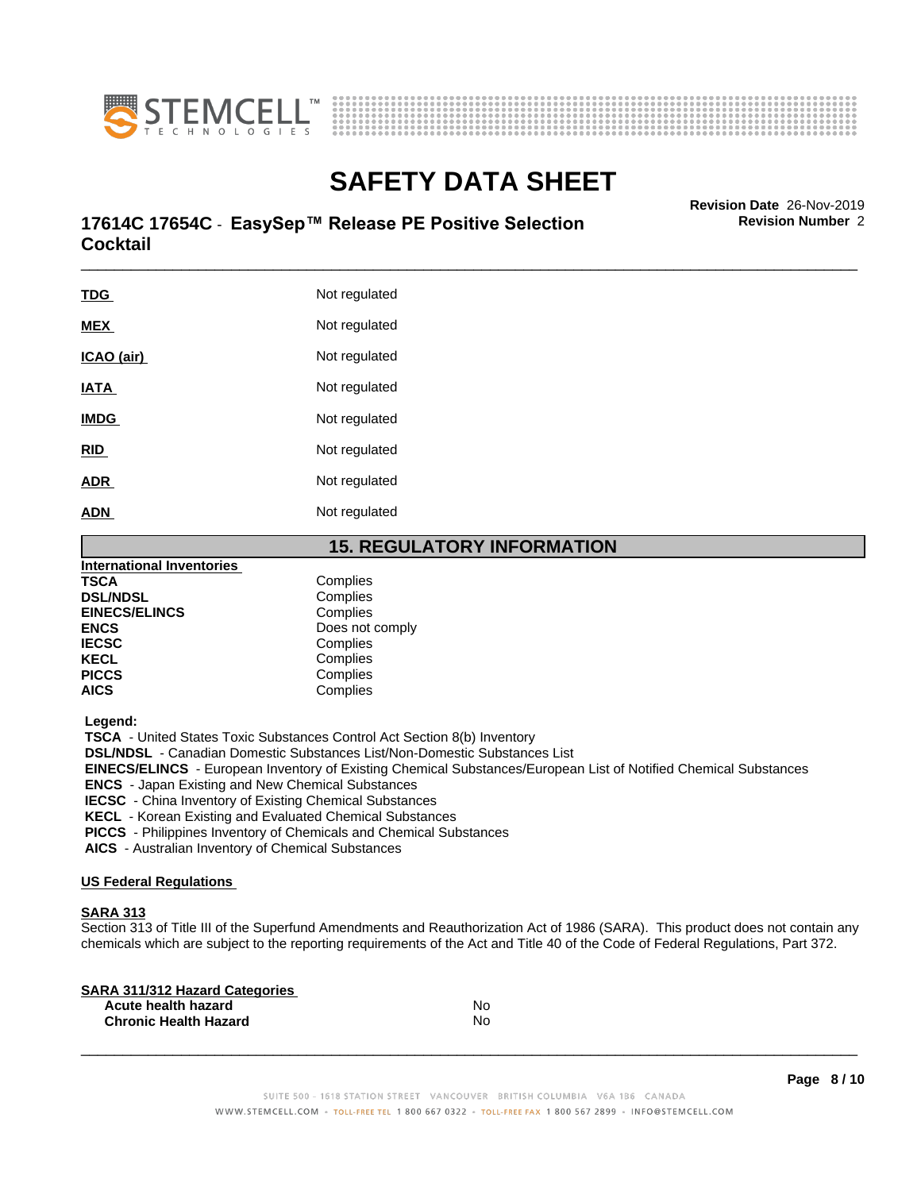| | |
|---|---|
| **TDG** | Not regulated |
| **MEX** | Not regulated |
| **ICAO (air)** | Not regulated |
| **IATA** | Not regulated |
| **IMDG** | Not regulated |
| **RID** | Not regulated |
| **ADR** | Not regulated |
| **ADN** | Not regulated |

## 15. REGULATORY INFORMATION

**International Inventories**

| | |
|---|---|
| **TSCA** | Complies |
| **DSL/NDSL** | Complies |
| **EINECS/ELINCS** | Complies |
| **ENCS** | Does not comply |
| **IECSC** | Complies |
| **KECL** | Complies |
| **PICCS** | Complies |
| **AICS** | Complies |

**Legend:**

**TSCA** - United States Toxic Substances Control Act Section 8(b) Inventory
**DSL/NDSL** - Canadian Domestic Substances List/Non-Domestic Substances List
**EINECS/ELINCS** - European Inventory of Existing Chemical Substances/European List of Notified Chemical Substances
**ENCS** - Japan Existing and New Chemical Substances
**IECSC** - China Inventory of Existing Chemical Substances
**KECL** - Korean Existing and Evaluated Chemical Substances
**PICCS** - Philippines Inventory of Chemicals and Chemical Substances
**AICS** - Australian Inventory of Chemical Substances

**US Federal Regulations**

**SARA 313**

Section 313 of Title III of the Superfund Amendments and Reauthorization Act of 1986 (SARA). This product does not contain any chemicals which are subject to the reporting requirements of the Act and Title 40 of the Code of Federal Regulations, Part 372.

**SARA 311/312 Hazard Categories**

| | |
|---|---|
| **Acute health hazard** | No |
| **Chronic Health Hazard** | No |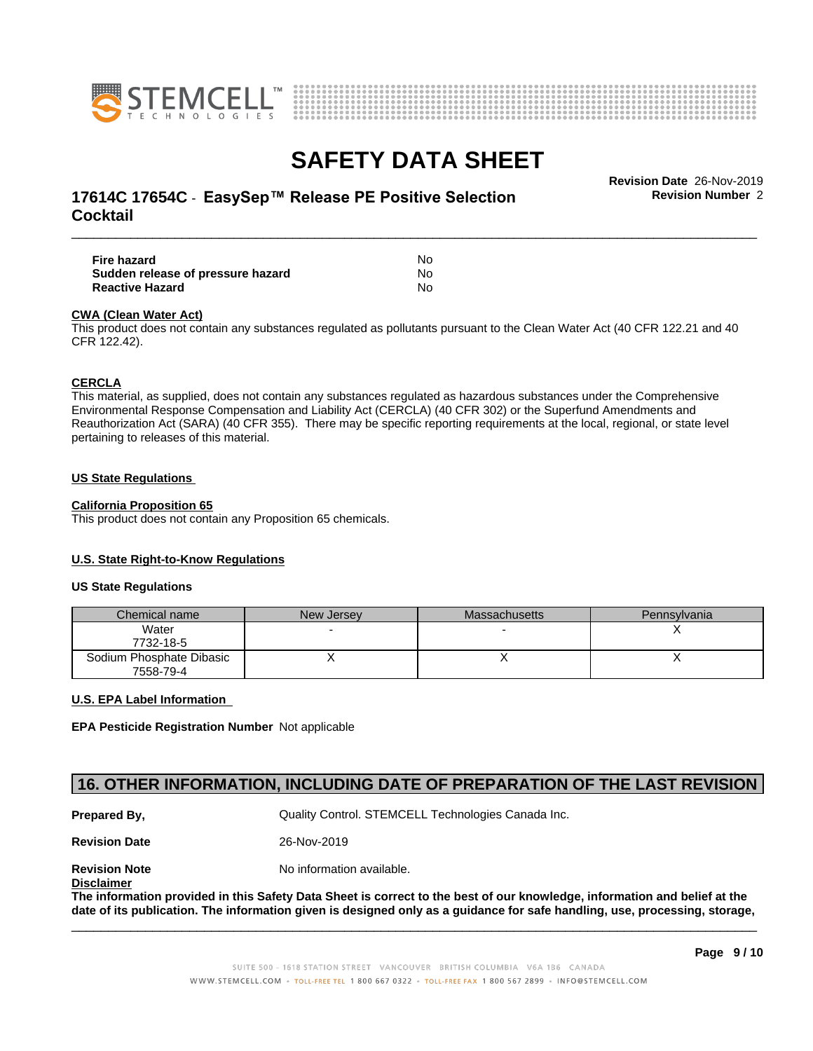| | |
|---|---|
| **Fire hazard** | No |
| **Sudden release of pressure hazard** | No |
| **Reactive Hazard** | No |

**CWA (Clean Water Act)**

This product does not contain any substances regulated as pollutants pursuant to the Clean Water Act (40 CFR 122.21 and 40 CFR 122.42).

**CERCLA**

This material, as supplied, does not contain any substances regulated as hazardous substances under the Comprehensive Environmental Response Compensation and Liability Act (CERCLA) (40 CFR 302) or the Superfund Amendments and Reauthorization Act (SARA) (40 CFR 355). There may be specific reporting requirements at the local, regional, or state level pertaining to releases of this material.

**US State Regulations**

**California Proposition 65**

This product does not contain any Proposition 65 chemicals.

**U.S. State Right-to-Know Regulations**

**US State Regulations**

| Chemical name | New Jersey | Massachusetts | Pennsylvania |
|---|---|---|---|
| Water<br>7732-18-5 | - | - | X |
| Sodium Phosphate Dibasic<br>7558-79-4 | X | X | X |

**U.S. EPA Label Information**

**EPA Pesticide Registration Number** Not applicable

## 16. OTHER INFORMATION, INCLUDING DATE OF PREPARATION OF THE LAST REVISION

| | |
|---|---|
| **Prepared By,** | Quality Control. STEMCELL Technologies Canada Inc. |
| **Revision Date** | 26-Nov-2019 |
| **Revision Note** | No information available. |

**Disclaimer**

**The information provided in this Safety Data Sheet is correct to the best of our knowledge, information and belief at the date of its publication. The information given is designed only as a guidance for safe handling, use, processing, storage,**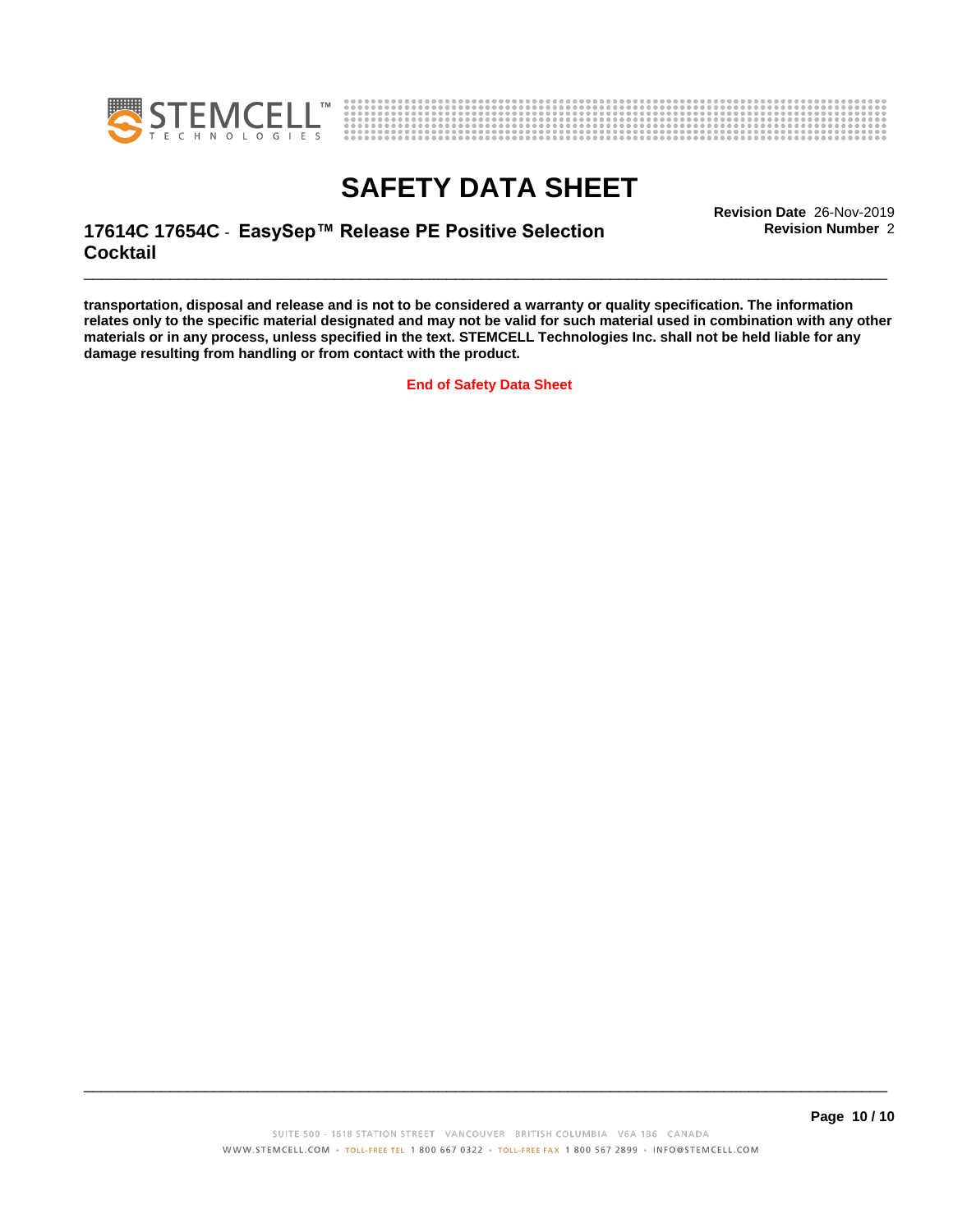**transportation, disposal and release and is not to be considered a warranty or quality specification. The information relates only to the specific material designated and may not be valid for such material used in combination with any other materials or in any process, unless specified in the text. STEMCELL Technologies Inc. shall not be held liable for any damage resulting from handling or from contact with the product.**

**End of Safety Data Sheet**